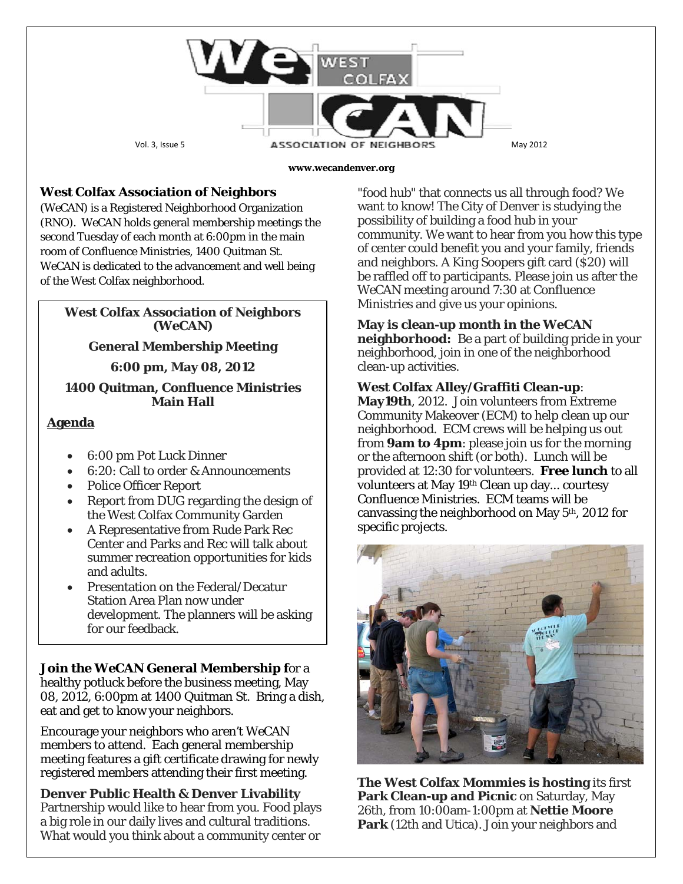# WeCAN West Colfax Association of Neighbors

Vol. 3, Issue 5 — May 2012

**www.wecandenver.org**

**West Colfax Association of Neighbors** (WeCAN) is a Registered Neighborhood Organization (RNO). WeCAN holds general membership meetings the second Tuesday of each month at 6:00pm in the main room of Confluence Ministries, 1400 Quitman St. WeCAN is dedicated to the advancement and well being of the West Colfax neighborhood.

> **West Colfax Association of Neighbors (WeCAN)**
>
> **General Membership Meeting**
>
> **6:00 pm, May 08, 2012**
>
> **1400 Quitman, Confluence Ministries Main Hall**
>
> **Agenda**
>
> - 6:00 pm Pot Luck Dinner
> - 6:20: Call to order & Announcements
> - Police Officer Report
> - Report from DUG regarding the design of the West Colfax Community Garden
> - A Representative from Rude Park Rec Center and Parks and Rec will talk about summer recreation opportunities for kids and adults.
> - Presentation on the Federal/Decatur Station Area Plan now under development. The planners will be asking for our feedback.

**Join the WeCAN General Membership f**or a healthy potluck before the business meeting, May 08, 2012, 6:00pm at 1400 Quitman St. Bring a dish, eat and get to know your neighbors.

Encourage your neighbors who aren't WeCAN members to attend. Each general membership meeting features a gift certificate drawing for newly registered members attending their first meeting.

**Denver Public Health & Denver Livability** Partnership would like to hear from you. Food plays a big role in our daily lives and cultural traditions. What would you think about a community center or "food hub" that connects us all through food? We want to know! The City of Denver is studying the possibility of building a food hub in your community. We want to hear from you how this type of center could benefit you and your family, friends and neighbors. A King Soopers gift card ($20) will be raffled off to participants. Please join us after the WeCAN meeting around 7:30 at Confluence Ministries and give us your opinions.

**May is clean-up month in the WeCAN neighborhood:** Be a part of building pride in your neighborhood, join in one of the neighborhood clean-up activities.

**West Colfax Alley/Graffiti Clean-up**: **May19th**, 2012. Join volunteers from Extreme Community Makeover (ECM) to help clean up our neighborhood. ECM crews will be helping us out from **9am to 4pm**: please join us for the morning or the afternoon shift (or both). Lunch will be provided at 12:30 for volunteers. **Free lunch** to all volunteers at May 19th Clean up day... courtesy Confluence Ministries. ECM teams will be canvassing the neighborhood on May 5th, 2012 for specific projects.

**The West Colfax Mommies is hosting** its first **Park Clean-up and Picnic** on Saturday, May 26th, from 10:00am-1:00pm at **Nettie Moore Park** (12th and Utica). Join your neighbors and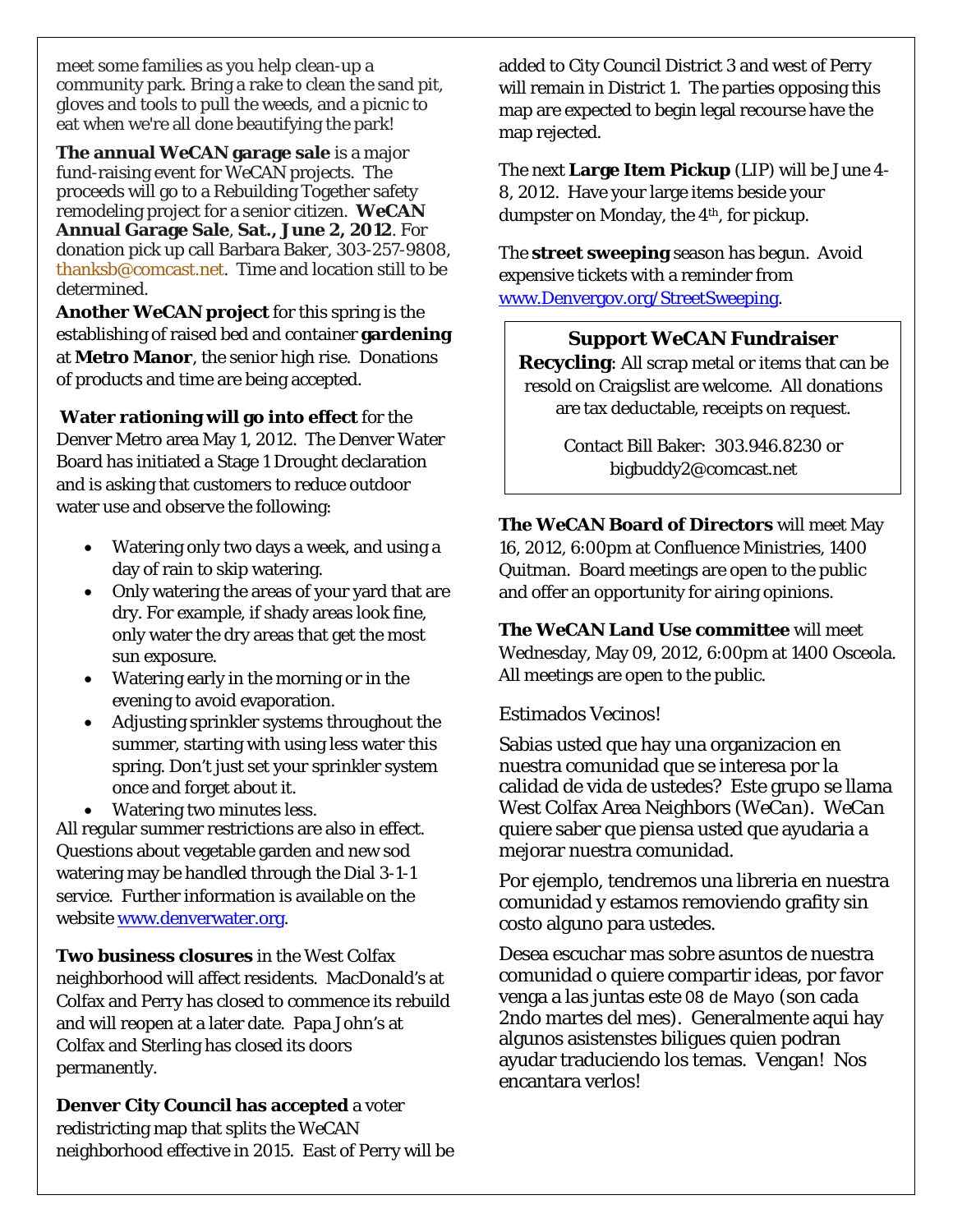meet some families as you help clean-up a community park. Bring a rake to clean the sand pit, gloves and tools to pull the weeds, and a picnic to eat when we're all done beautifying the park!

**The annual WeCAN garage sale** is a major fund-raising event for WeCAN projects. The proceeds will go to a Rebuilding Together safety remodeling project for a senior citizen. **WeCAN Annual Garage Sale**, **Sat., June 2, 2012**. For donation pick up call Barbara Baker, 303-257-9808, thanksb@comcast.net. Time and location still to be determined.

**Another WeCAN project** for this spring is the establishing of raised bed and container **gardening** at **Metro Manor**, the senior high rise. Donations of products and time are being accepted.

**Water rationing will go into effect** for the Denver Metro area May 1, 2012. The Denver Water Board has initiated a Stage 1 Drought declaration and is asking that customers to reduce outdoor water use and observe the following:

- Watering only two days a week, and using a day of rain to skip watering.
- Only watering the areas of your yard that are dry. For example, if shady areas look fine, only water the dry areas that get the most sun exposure.
- Watering early in the morning or in the evening to avoid evaporation.
- Adjusting sprinkler systems throughout the summer, starting with using less water this spring. Don't just set your sprinkler system once and forget about it.
- Watering two minutes less.

All regular summer restrictions are also in effect. Questions about vegetable garden and new sod watering may be handled through the Dial 3-1-1 service. Further information is available on the website www.denverwater.org.

**Two business closures** in the West Colfax neighborhood will affect residents. MacDonald's at Colfax and Perry has closed to commence its rebuild and will reopen at a later date. Papa John's at Colfax and Sterling has closed its doors permanently.

**Denver City Council has accepted** a voter redistricting map that splits the WeCAN neighborhood effective in 2015. East of Perry will be added to City Council District 3 and west of Perry will remain in District 1. The parties opposing this map are expected to begin legal recourse have the map rejected.

The next **Large Item Pickup** (LIP) will be June 4-8, 2012. Have your large items beside your dumpster on Monday, the 4th, for pickup.

The **street sweeping** season has begun. Avoid expensive tickets with a reminder from www.Denvergov.org/StreetSweeping.

**Support WeCAN Fundraiser Recycling**: All scrap metal or items that can be resold on Craigslist are welcome. All donations are tax deductable, receipts on request.

Contact Bill Baker: 303.946.8230 or bigbuddy2@comcast.net

**The WeCAN Board of Directors** will meet May 16, 2012, 6:00pm at Confluence Ministries, 1400 Quitman. Board meetings are open to the public and offer an opportunity for airing opinions.

**The WeCAN Land Use committee** will meet Wednesday, May 09, 2012, 6:00pm at 1400 Osceola. All meetings are open to the public.

Estimados Vecinos!

Sabias usted que hay una organizacion en nuestra comunidad que se interesa por la calidad de vida de ustedes? Este grupo se llama West Colfax Area Neighbors (*WeCan*). *WeCan* quiere saber que piensa usted que ayudaria a mejorar nuestra comunidad.

Por ejemplo, tendremos una libreria en nuestra comunidad y estamos removiendo grafity sin costo alguno para ustedes.

Desea escuchar mas sobre asuntos de nuestra comunidad o quiere compartir ideas, por favor venga a las juntas este 08 de Mayo (son cada 2ndo martes del mes). Generalmente aqui hay algunos asistenstes biligues quien podran ayudar traduciendo los temas. Vengan! Nos encantara verlos!